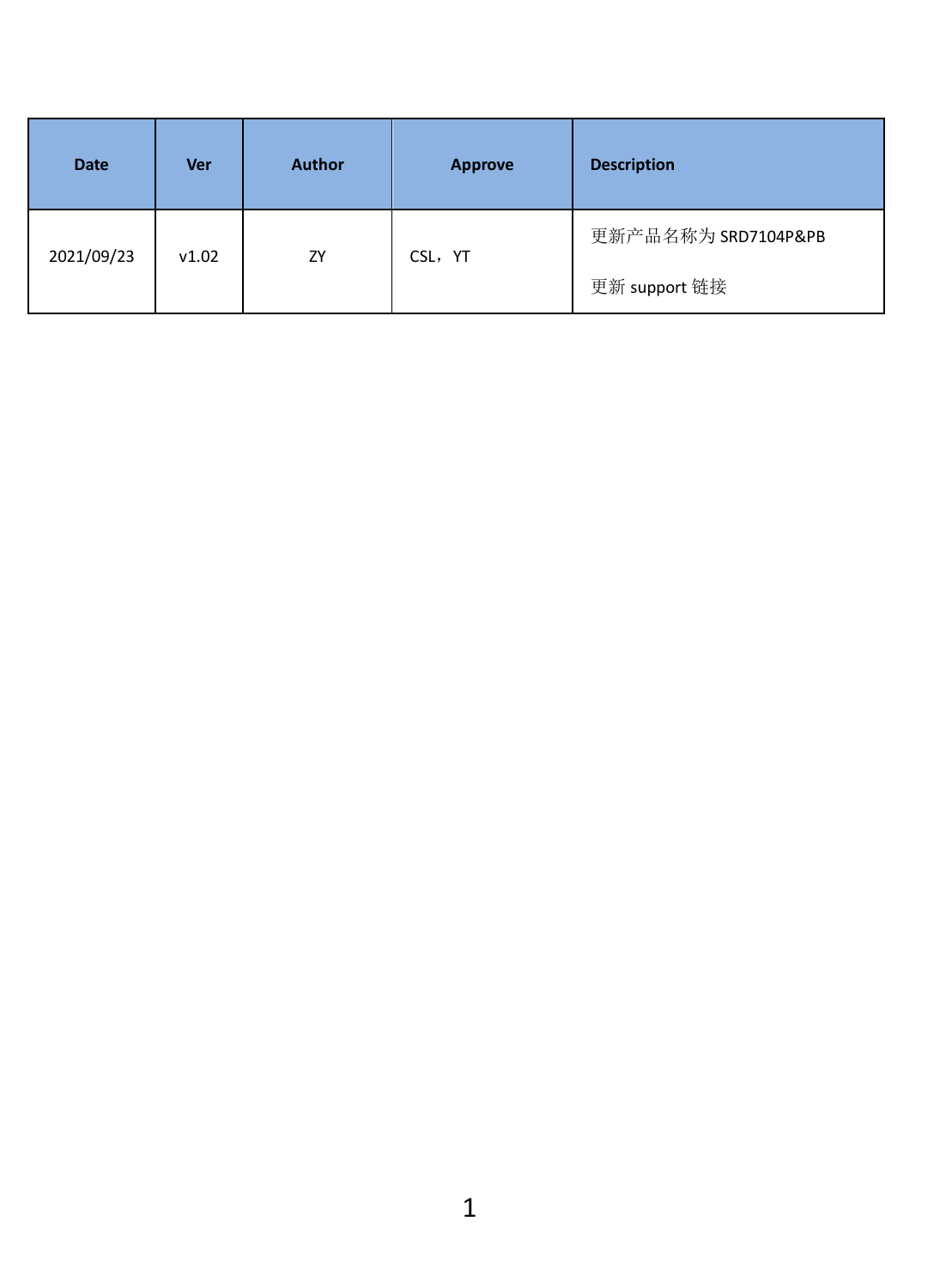| Date | Ver | Author | Approve | Description |
| --- | --- | --- | --- | --- |
| 2021/09/23 | v1.02 | ZY | CSL，YT | 更新产品名称为 SRD7104P&PB<br><br>更新 support 链接 |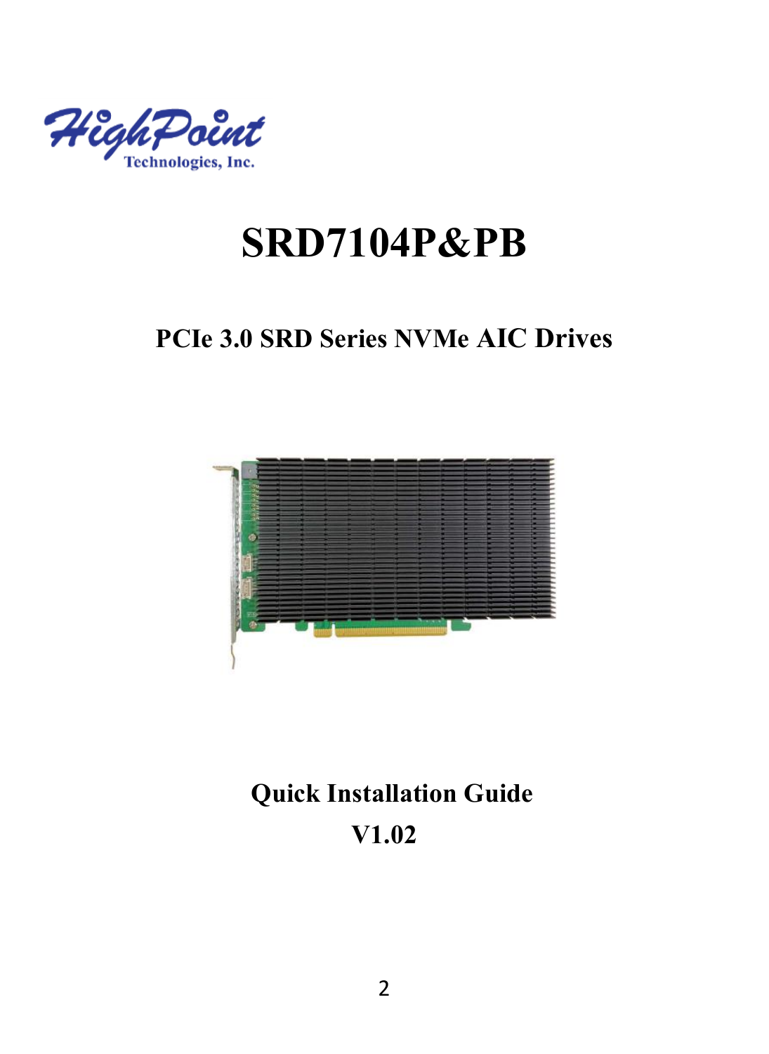# SRD7104P&PB

## PCIe 3.0 SRD Series NVMe AIC Drives

## Quick Installation Guide

## V1.02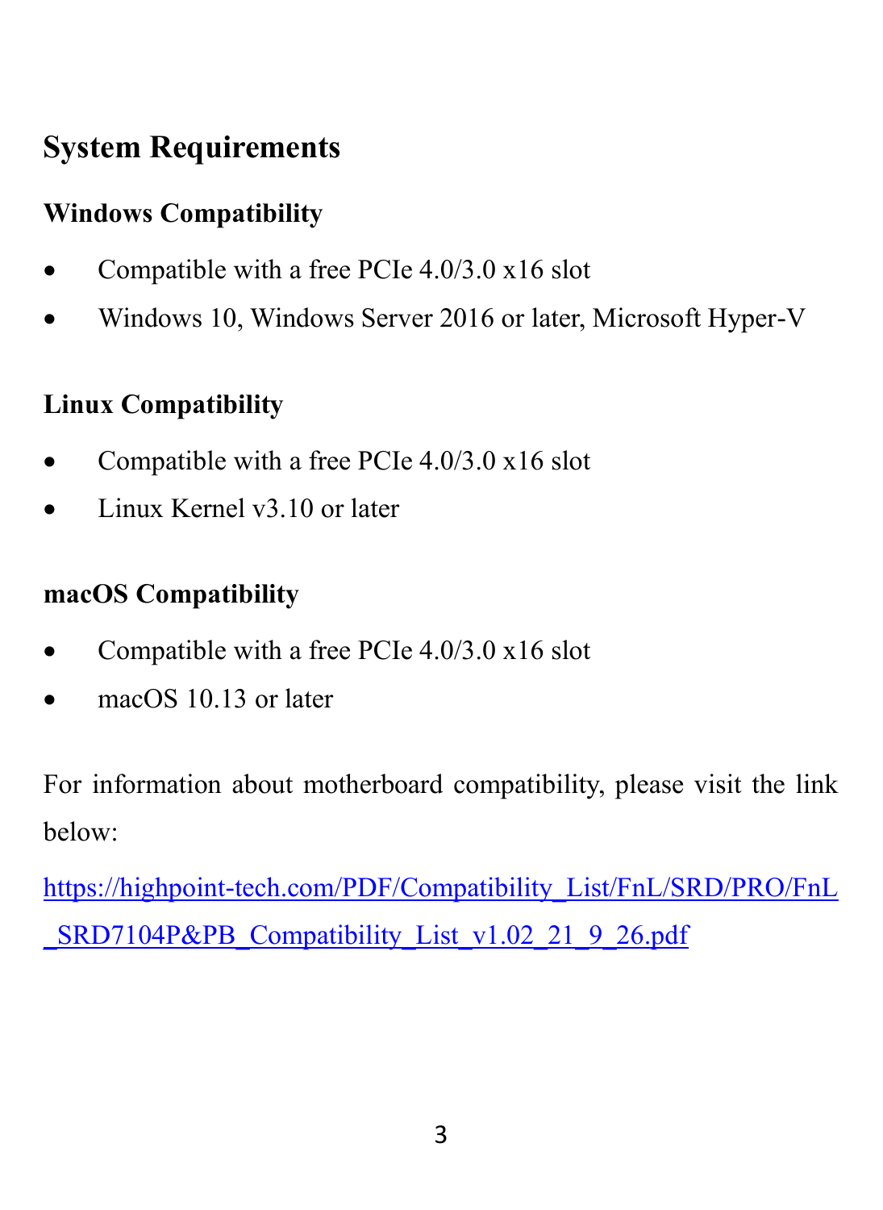## System Requirements

### Windows Compatibility

- Compatible with a free PCIe 4.0/3.0 x16 slot
- Windows 10, Windows Server 2016 or later, Microsoft Hyper-V

### Linux Compatibility

- Compatible with a free PCIe 4.0/3.0 x16 slot
- Linux Kernel v3.10 or later

### macOS Compatibility

- Compatible with a free PCIe 4.0/3.0 x16 slot
- macOS 10.13 or later

For information about motherboard compatibility, please visit the link below:

https://highpoint-tech.com/PDF/Compatibility_List/FnL/SRD/PRO/FnL_SRD7104P&PB_Compatibility_List_v1.02_21_9_26.pdf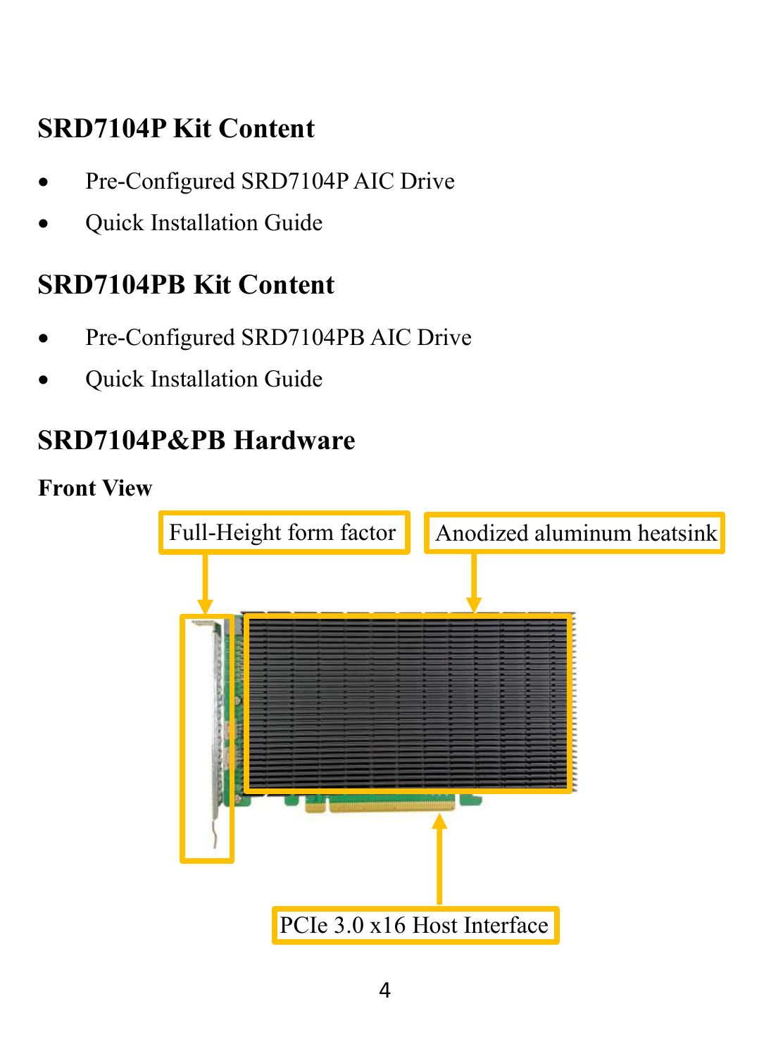## SRD7104P Kit Content

- Pre-Configured SRD7104P AIC Drive
- Quick Installation Guide

## SRD7104PB Kit Content

- Pre-Configured SRD7104PB AIC Drive
- Quick Installation Guide

## SRD7104P&PB Hardware

**Front View**

Full-Height form factor

Anodized aluminum heatsink

PCIe 3.0 x16 Host Interface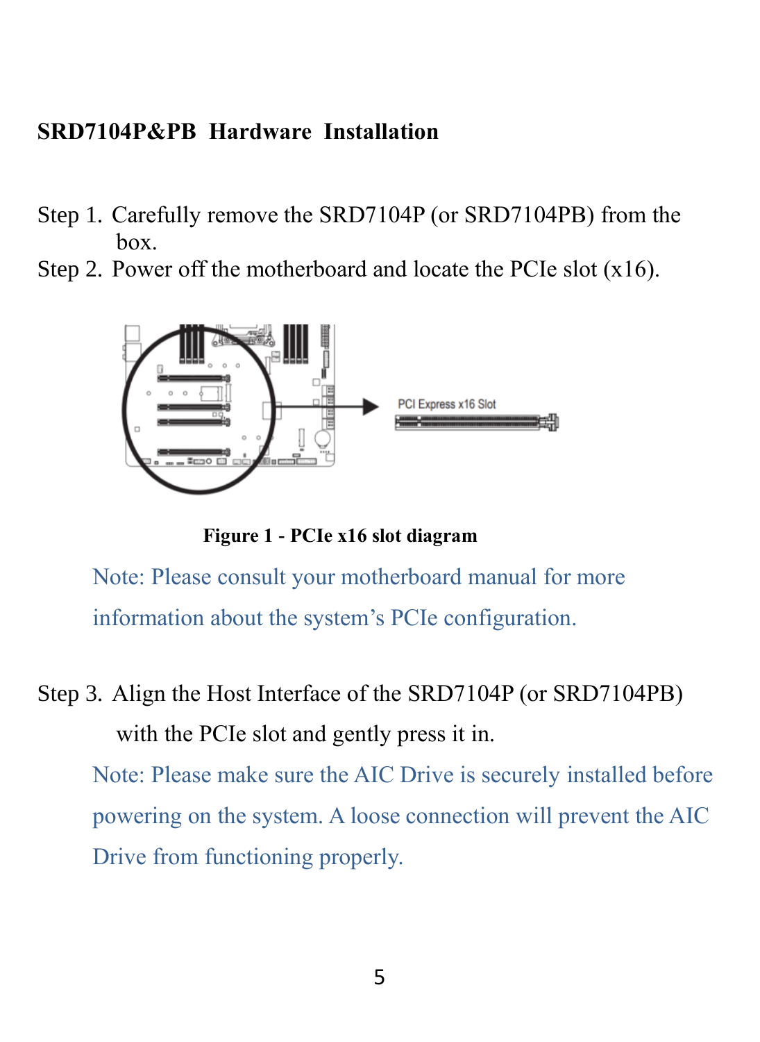## SRD7104P&PB Hardware Installation

Step 1. Carefully remove the SRD7104P (or SRD7104PB) from the box.

Step 2. Power off the motherboard and locate the PCIe slot (x16).

**Figure 1 - PCIe x16 slot diagram**

Note: Please consult your motherboard manual for more information about the system's PCIe configuration.

Step 3. Align the Host Interface of the SRD7104P (or SRD7104PB) with the PCIe slot and gently press it in.

Note: Please make sure the AIC Drive is securely installed before powering on the system. A loose connection will prevent the AIC Drive from functioning properly.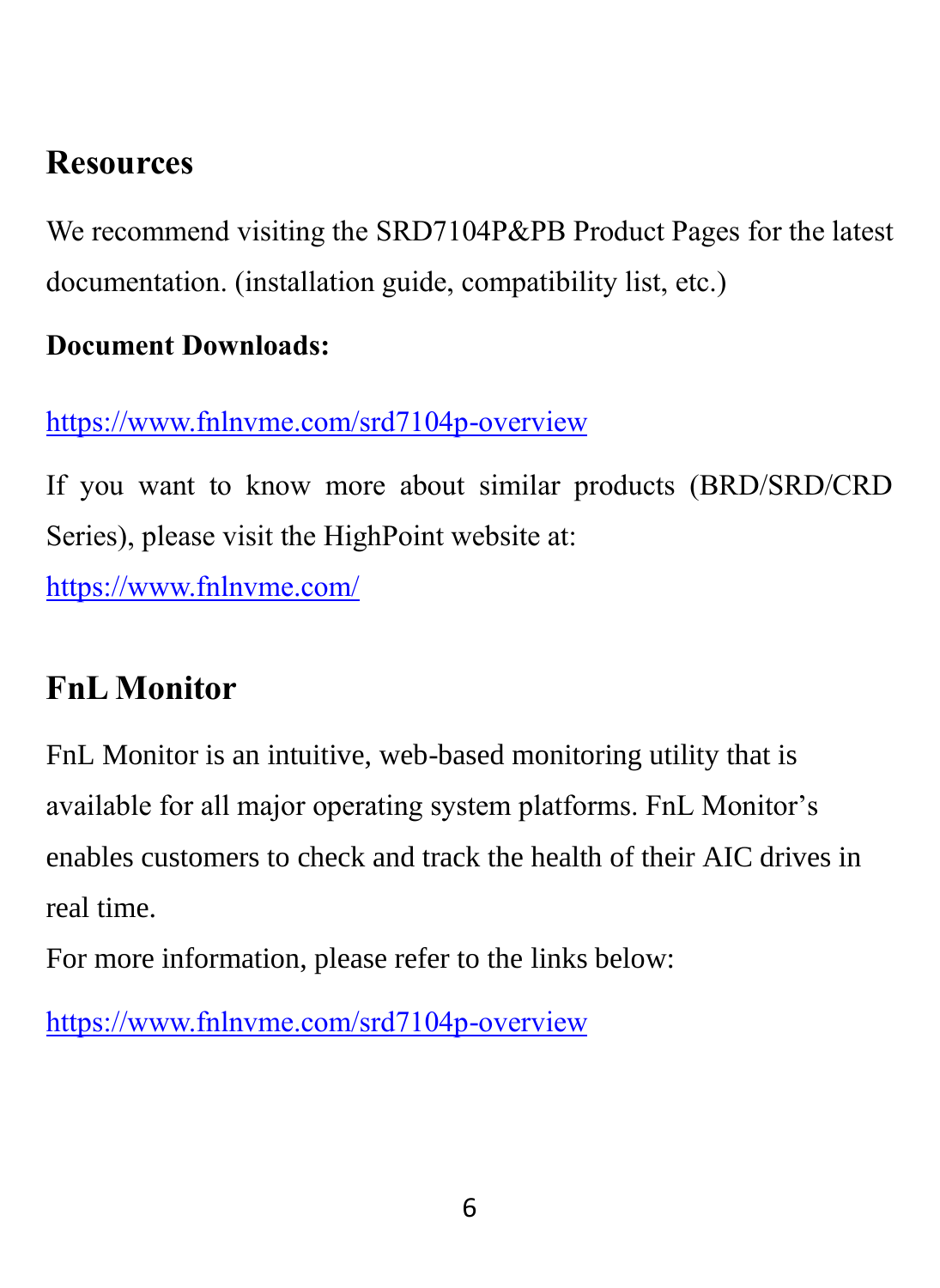## Resources

We recommend visiting the SRD7104P&PB Product Pages for the latest documentation. (installation guide, compatibility list, etc.)

**Document Downloads:**

https://www.fnlnvme.com/srd7104p-overview

If you want to know more about similar products (BRD/SRD/CRD Series), please visit the HighPoint website at:
https://www.fnlnvme.com/

## FnL Monitor

FnL Monitor is an intuitive, web-based monitoring utility that is available for all major operating system platforms. FnL Monitor's enables customers to check and track the health of their AIC drives in real time.
For more information, please refer to the links below:

https://www.fnlnvme.com/srd7104p-overview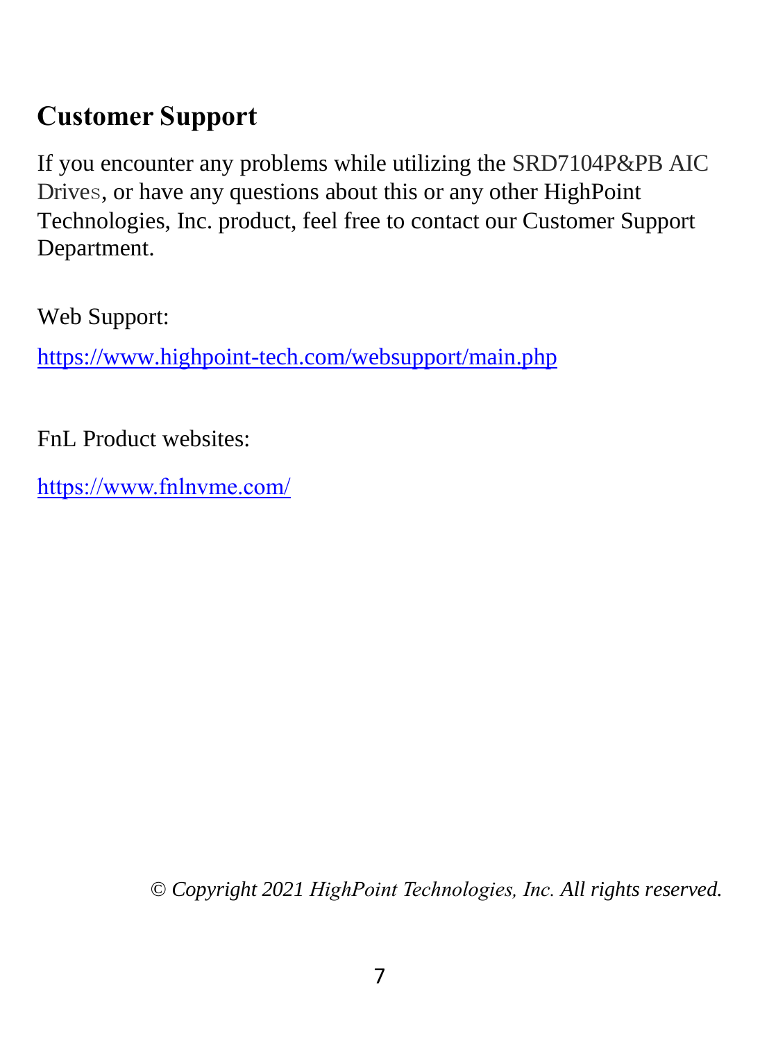## Customer Support

If you encounter any problems while utilizing the SRD7104P&PB AIC Drives, or have any questions about this or any other HighPoint Technologies, Inc. product, feel free to contact our Customer Support Department.

Web Support:

https://www.highpoint-tech.com/websupport/main.php

FnL Product websites:

https://www.fnlnvme.com/

*© Copyright 2021 HighPoint Technologies, Inc. All rights reserved.*